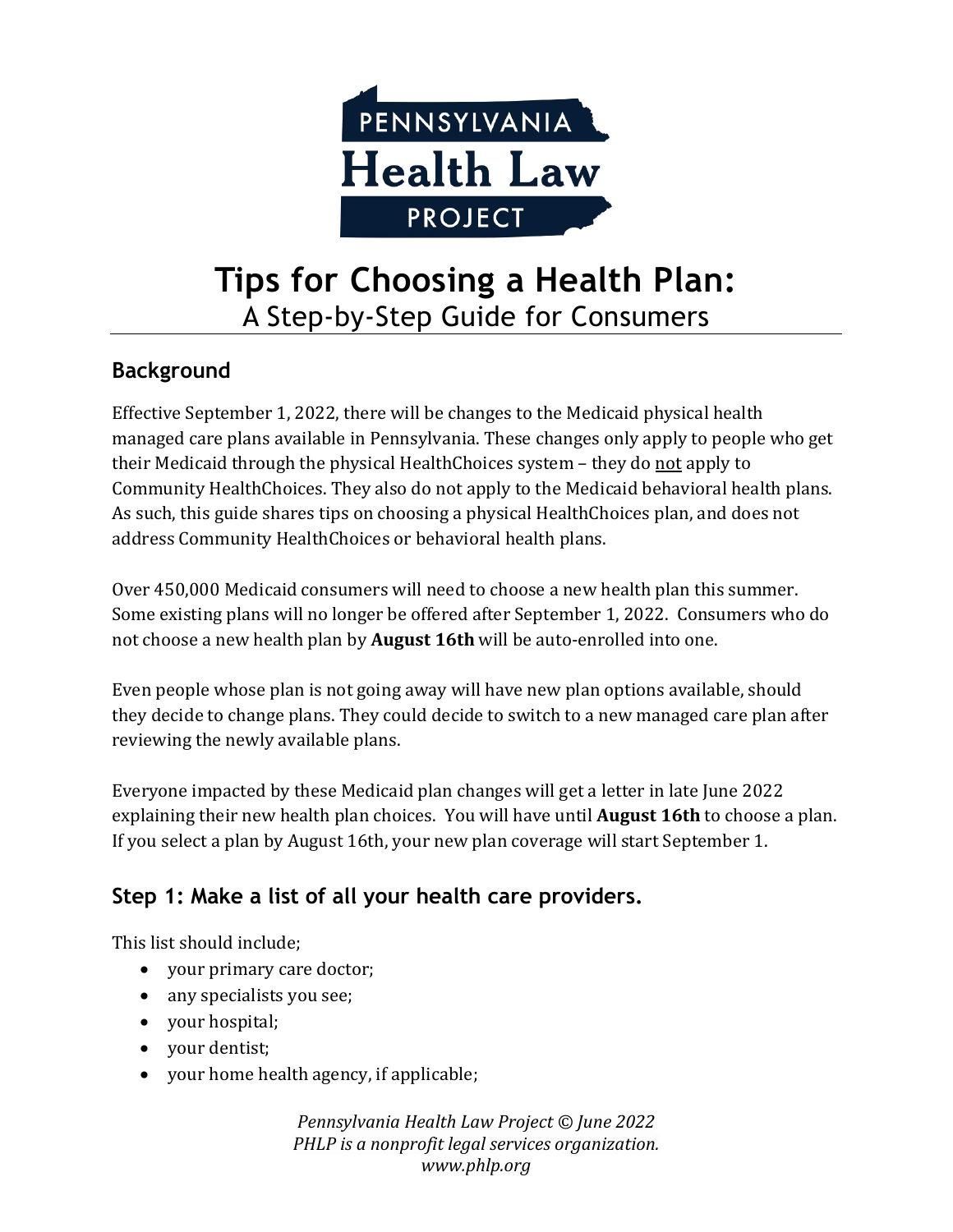PENNSYLVANIA Health Law PROJECT

# Tips for Choosing a Health Plan:
A Step-by-Step Guide for Consumers

## Background

Effective September 1, 2022, there will be changes to the Medicaid physical health managed care plans available in Pennsylvania. These changes only apply to people who get their Medicaid through the physical HealthChoices system – they do not apply to Community HealthChoices. They also do not apply to the Medicaid behavioral health plans. As such, this guide shares tips on choosing a physical HealthChoices plan, and does not address Community HealthChoices or behavioral health plans.

Over 450,000 Medicaid consumers will need to choose a new health plan this summer. Some existing plans will no longer be offered after September 1, 2022. Consumers who do not choose a new health plan by **August 16th** will be auto-enrolled into one.

Even people whose plan is not going away will have new plan options available, should they decide to change plans. They could decide to switch to a new managed care plan after reviewing the newly available plans.

Everyone impacted by these Medicaid plan changes will get a letter in late June 2022 explaining their new health plan choices. You will have until **August 16th** to choose a plan. If you select a plan by August 16th, your new plan coverage will start September 1.

## Step 1: Make a list of all your health care providers.

This list should include;

- your primary care doctor;
- any specialists you see;
- your hospital;
- your dentist;
- your home health agency, if applicable;

*Pennsylvania Health Law Project © June 2022*
*PHLP is a nonprofit legal services organization.*
*www.phlp.org*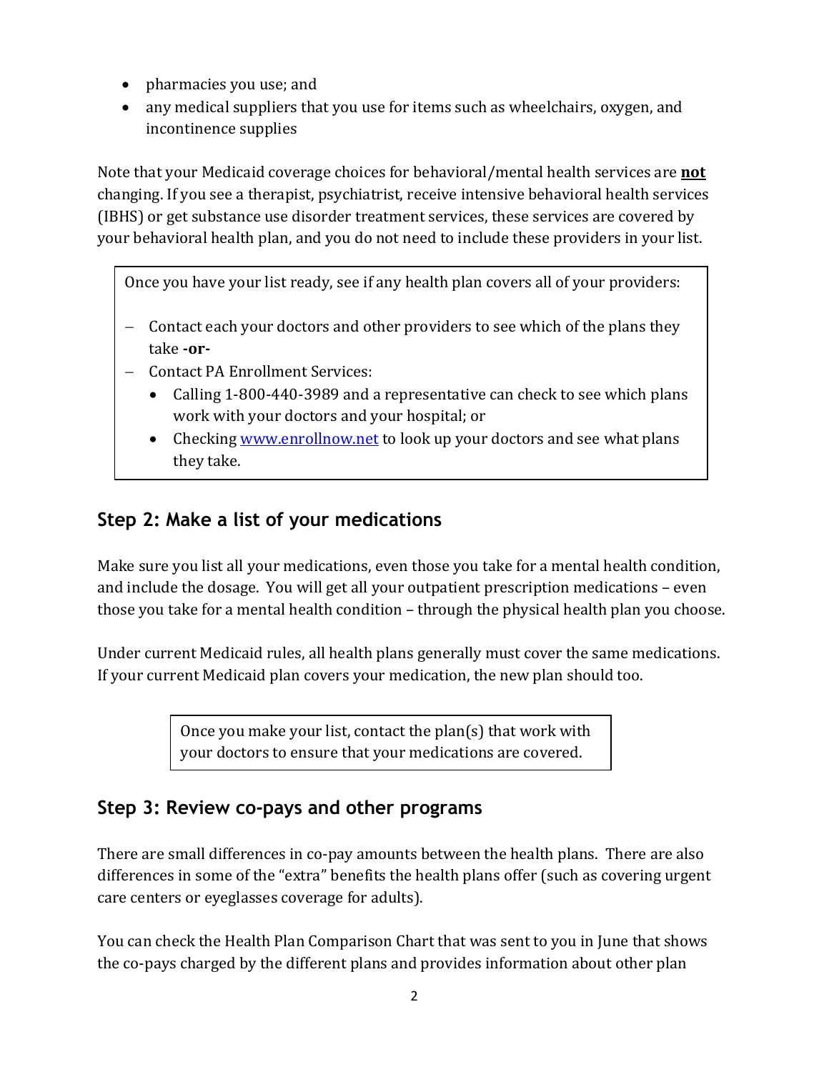- pharmacies you use; and
- any medical suppliers that you use for items such as wheelchairs, oxygen, and incontinence supplies

Note that your Medicaid coverage choices for behavioral/mental health services are **not** changing. If you see a therapist, psychiatrist, receive intensive behavioral health services (IBHS) or get substance use disorder treatment services, these services are covered by your behavioral health plan, and you do not need to include these providers in your list.

> Once you have your list ready, see if any health plan covers all of your providers:
>
> - Contact each your doctors and other providers to see which of the plans they take **-or-**
> - Contact PA Enrollment Services:
>   - Calling 1-800-440-3989 and a representative can check to see which plans work with your doctors and your hospital; or
>   - Checking [www.enrollnow.net](http://www.enrollnow.net) to look up your doctors and see what plans they take.

## Step 2: Make a list of your medications

Make sure you list all your medications, even those you take for a mental health condition, and include the dosage. You will get all your outpatient prescription medications – even those you take for a mental health condition – through the physical health plan you choose.

Under current Medicaid rules, all health plans generally must cover the same medications. If your current Medicaid plan covers your medication, the new plan should too.

> Once you make your list, contact the plan(s) that work with your doctors to ensure that your medications are covered.

## Step 3: Review co-pays and other programs

There are small differences in co-pay amounts between the health plans. There are also differences in some of the "extra" benefits the health plans offer (such as covering urgent care centers or eyeglasses coverage for adults).

You can check the Health Plan Comparison Chart that was sent to you in June that shows the co-pays charged by the different plans and provides information about other plan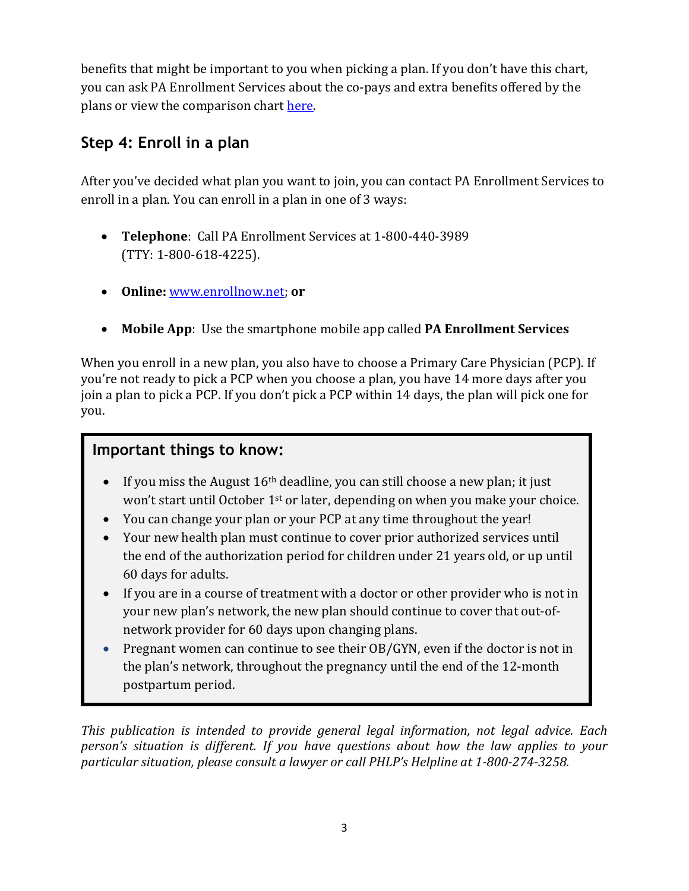benefits that might be important to you when picking a plan. If you don't have this chart, you can ask PA Enrollment Services about the co-pays and extra benefits offered by the plans or view the comparison chart here.

## Step 4: Enroll in a plan

After you've decided what plan you want to join, you can contact PA Enrollment Services to enroll in a plan. You can enroll in a plan in one of 3 ways:

- **Telephone**: Call PA Enrollment Services at 1-800-440-3989 (TTY: 1-800-618-4225).
- **Online:** www.enrollnow.net; **or**
- **Mobile App**: Use the smartphone mobile app called **PA Enrollment Services**

When you enroll in a new plan, you also have to choose a Primary Care Physician (PCP). If you're not ready to pick a PCP when you choose a plan, you have 14 more days after you join a plan to pick a PCP. If you don't pick a PCP within 14 days, the plan will pick one for you.

### Important things to know:

- If you miss the August 16th deadline, you can still choose a new plan; it just won't start until October 1st or later, depending on when you make your choice.
- You can change your plan or your PCP at any time throughout the year!
- Your new health plan must continue to cover prior authorized services until the end of the authorization period for children under 21 years old, or up until 60 days for adults.
- If you are in a course of treatment with a doctor or other provider who is not in your new plan's network, the new plan should continue to cover that out-of-network provider for 60 days upon changing plans.
- Pregnant women can continue to see their OB/GYN, even if the doctor is not in the plan's network, throughout the pregnancy until the end of the 12-month postpartum period.

*This publication is intended to provide general legal information, not legal advice. Each person's situation is different. If you have questions about how the law applies to your particular situation, please consult a lawyer or call PHLP's Helpline at 1-800-274-3258.*